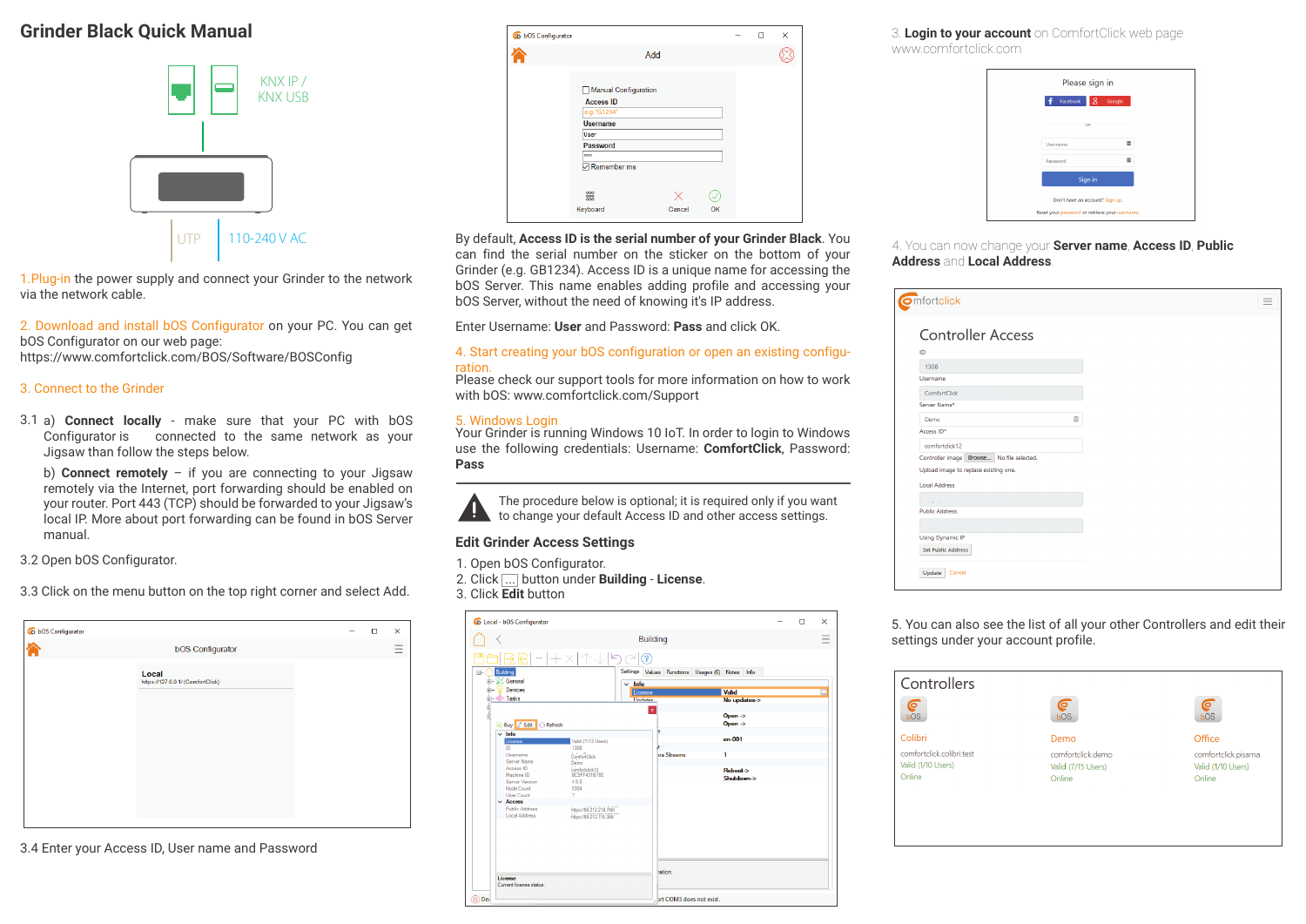# Grinder Black Quick Manual

KNX IP / KNX USB

UTP 110-240 V AC

1.Plug-in the power supply and connect your Grinder to the network via the network cable.

2. Download and install bOS Configurator on your PC. You can get bOS Configurator on our web page: https://www.comfortclick.com/BOS/Software/BOSConfig

3. Connect to the Grinder

3.1 a) **Connect locally** - make sure that your PC with bOS Configurator is connected to the same network as your Jigsaw than follow the steps below.

b) **Connect remotely** – if you are connecting to your Jigsaw remotely via the Internet, port forwarding should be enabled on your router. Port 443 (TCP) should be forwarded to your Jigsaw's local IP. More about port forwarding can be found in bOS Server manual.

3.2 Open bOS Configurator.

3.3 Click on the menu button on the top right corner and select Add.

3.4 Enter your Access ID, User name and Password

By default, **Access ID is the serial number of your Grinder Black**. You can find the serial number on the sticker on the bottom of your Grinder (e.g. GB1234). Access ID is a unique name for accessing the bOS Server. This name enables adding profile and accessing your bOS Server, without the need of knowing it's IP address.

Enter Username: **User** and Password: **Pass** and click OK.

4. Start creating your bOS configuration or open an existing configuration.
Please check our support tools for more information on how to work with bOS: www.comfortclick.com/Support

5. Windows Login
Your Grinder is running Windows 10 IoT. In order to login to Windows use the following credentials: Username: **ComfortClick**, Password: **Pass**

The procedure below is optional; it is required only if you want to change your default Access ID and other access settings.

## Edit Grinder Access Settings

1. Open bOS Configurator.
2. Click [...] button under **Building** - **License**.
3. Click **Edit** button

3. **Login to your account** on ComfortClick web page www.comfortclick.com

4. You can now change your **Server name**, **Access ID**, **Public Address** and **Local Address**.

5. You can also see the list of all your other Controllers and edit their settings under your account profile.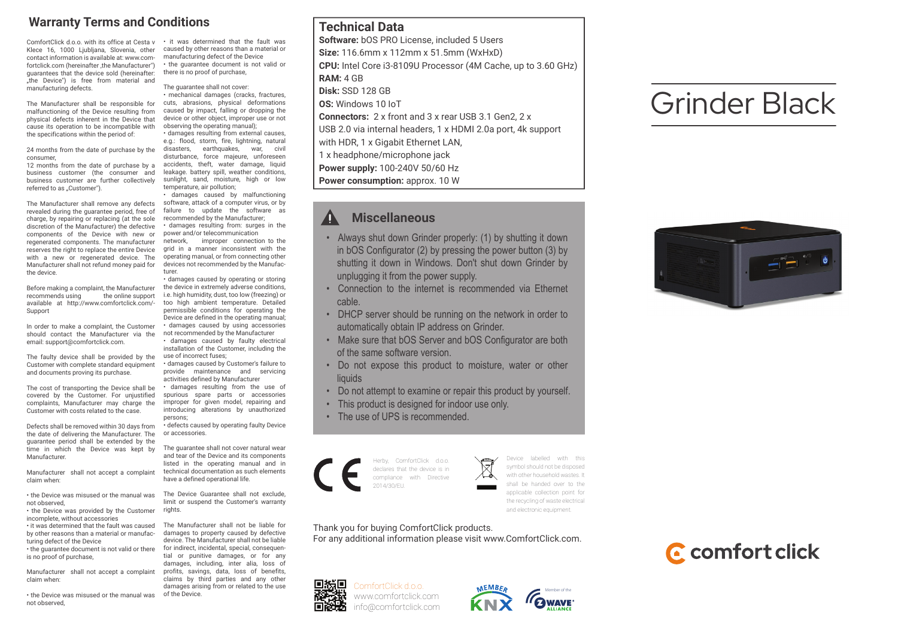## Warranty Terms and Conditions

ComfortClick d.o.o. with its office at Cesta v Klece 16, 1000 Ljubljana, Slovenia, other contact information is available at: www.comfortclick.com (hereinafter „the Manufacturer") guarantees that the device sold (hereinafter: „the Device") is free from material and manufacturing defects.

The Manufacturer shall be responsible for malfunctioning of the Device resulting from physical defects inherent in the Device that cause its operation to be incompatible with the specifications within the period of:

24 months from the date of purchase by the consumer,
12 months from the date of purchase by a business customer (the consumer and business customer are further collectively referred to as „Customer").

The Manufacturer shall remove any defects revealed during the guarantee period, free of charge, by repairing or replacing (at the sole discretion of the Manufacturer) the defective components of the Device with new or regenerated components. The manufacturer reserves the right to replace the entire Device with a new or regenerated device. The Manufacturer shall not refund money paid for the device.

Before making a complaint, the Manufacturer recommends using the online support available at http://www.comfortclick.com/-Support

In order to make a complaint, the Customer should contact the Manufacturer via the email: support@comfortclick.com.

The faulty device shall be provided by the Customer with complete standard equipment and documents proving its purchase.

The cost of transporting the Device shall be covered by the Customer. For unjustified complaints, Manufacturer may charge the Customer with costs related to the case.

Defects shall be removed within 30 days from the date of delivering the Manufacturer. The guarantee period shall be extended by the time in which the Device was kept by Manufacturer.

Manufacturer shall not accept a complaint claim when:

• the Device was misused or the manual was not observed,
• the Device was provided by the Customer incomplete, without accessories
• it was determined that the fault was caused by other reasons than a material or manufacturing defect of the Device
• the guarantee document is not valid or there is no proof of purchase,

Manufacturer shall not accept a complaint claim when:

• the Device was misused or the manual was not observed,
• it was determined that the fault was caused by other reasons than a material or manufacturing defect of the Device
• the guarantee document is not valid or there is no proof of purchase,

The guarantee shall not cover:
• mechanical damages (cracks, fractures, cuts, abrasions, physical deformations caused by impact, falling or dropping the device or other object, improper use or not observing the operating manual);
• damages resulting from external causes, e.g.: flood, storm, fire, lightning, natural disasters, earthquakes, war, civil disturbance, force majeure, unforeseen accidents, theft, water damage, liquid leakage. battery spill, weather conditions, sunlight, sand, moisture, high or low temperature, air pollution;
• damages caused by malfunctioning software, attack of a computer virus, or by failure to update the software as recommended by the Manufacturer;
• damages resulting from: surges in the power and/or telecommunication network, improper connection to the grid in a manner inconsistent with the operating manual, or from connecting other devices not recommended by the Manufacturer.
• damages caused by operating or storing the device in extremely adverse conditions, i.e. high humidity, dust, too low (freezing) or too high ambient temperature. Detailed permissible conditions for operating the Device are defined in the operating manual;
• damages caused by using accessories not recommended by the Manufacturer
• damages caused by faulty electrical installation of the Customer, including the use of incorrect fuses;
• damages caused by Customer's failure to provide maintenance and servicing activities defined by Manufacturer
• damages resulting from the use of spurious spare parts or accessories improper for given model, repairing and introducing alterations by unauthorized persons;
• defects caused by operating faulty Device or accessories.

The guarantee shall not cover natural wear and tear of the Device and its components listed in the operating manual and in technical documentation as such elements have a defined operational life.

The Device Guarantee shall not exclude, limit or suspend the Customer's warranty rights.

The Manufacturer shall not be liable for damages to property caused by defective device. The Manufacturer shall not be liable for indirect, incidental, special, consequential or punitive damages, or for any damages, including, inter alia, loss of profits, savings, data, loss of benefits, claims by third parties and any other damages arising from or related to the use of the Device.

## Technical Data

**Software:** bOS PRO License, included 5 Users
**Size:** 116.6mm x 112mm x 51.5mm (WxHxD)
**CPU:** Intel Core i3-8109U Processor (4M Cache, up to 3.60 GHz)
**RAM:** 4 GB
**Disk:** SSD 128 GB
**OS:** Windows 10 IoT
**Connectors:** 2 x front and 3 x rear USB 3.1 Gen2, 2 x USB 2.0 via internal headers, 1 x HDMI 2.0a port, 4k support with HDR, 1 x Gigabit Ethernet LAN, 1 x headphone/microphone jack
**Power supply:** 100-240V 50/60 Hz
**Power consumption:** approx. 10 W

## Miscellaneous

- Always shut down Grinder properly: (1) by shutting it down in bOS Configurator (2) by pressing the power button (3) by shutting it down in Windows. Don't shut down Grinder by unplugging it from the power supply.
- Connection to the internet is recommended via Ethernet cable.
- DHCP server should be running on the network in order to automatically obtain IP address on Grinder.
- Make sure that bOS Server and bOS Configurator are both of the same software version.
- Do not expose this product to moisture, water or other liquids
- Do not attempt to examine or repair this product by yourself.
- This product is designed for indoor use only.
- The use of UPS is recommended.

Herby, ComfortClick d.o.o. declares that the device is in compliance with Directive 2014/30/EU.

Device labelled with this symbol should not be disposed with other household wastes. It shall be handed over to the applicable collection point for the recycling of waste electrical and electronic equipment.

Thank you for buying ComfortClick products.
For any additional information please visit www.ComfortClick.com.

ComfortClick d.o.o.
www.comfortclick.com
info@comfortclick.com

MEMBER KNX

Member of the Z-WAVE ALLIANCE

# Grinder Black

comfort click